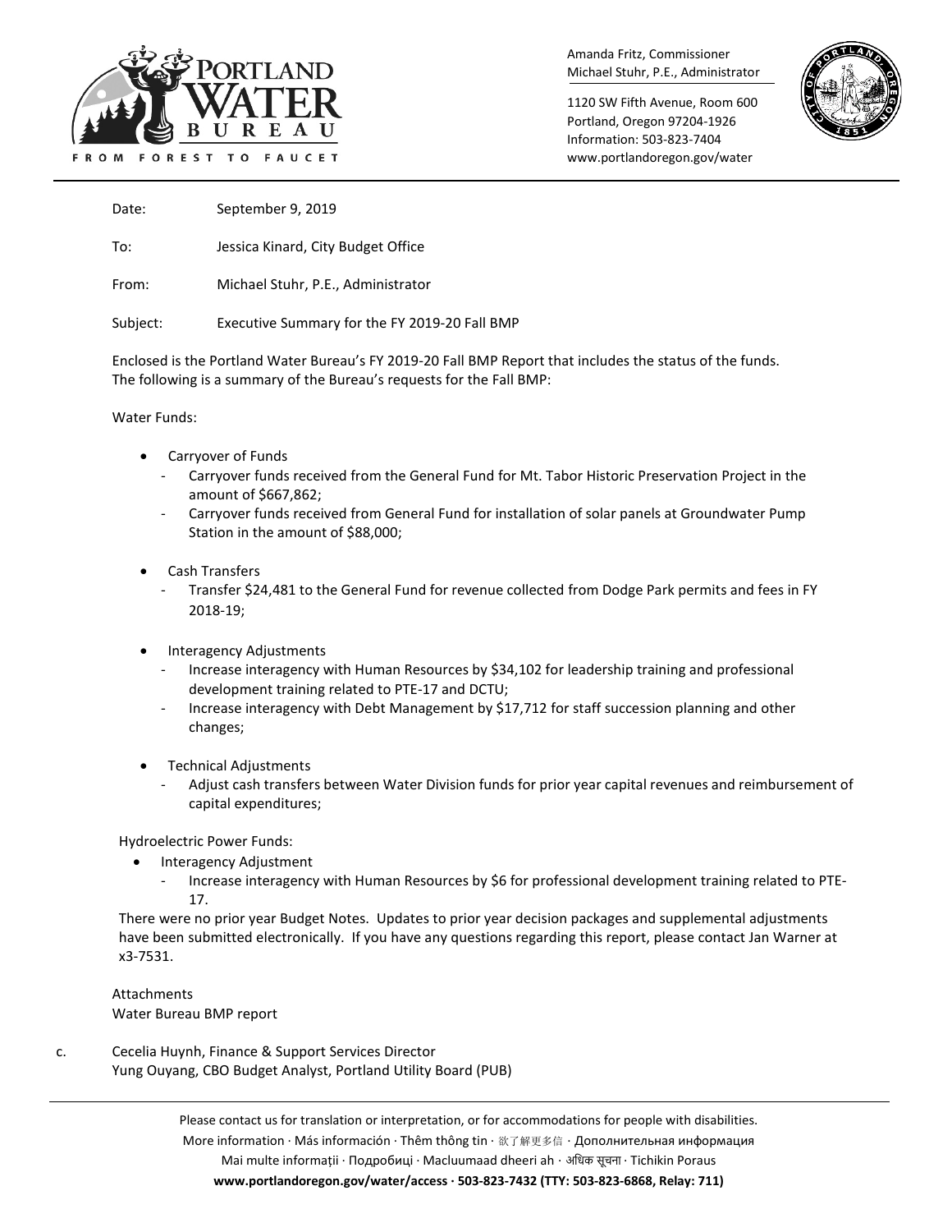Amanda Fritz, Commissioner
Michael Stuhr, P.E., Administrator

1120 SW Fifth Avenue, Room 600
Portland, Oregon 97204-1926
Information: 503-823-7404
www.portlandoregon.gov/water

Date: September 9, 2019

To: Jessica Kinard, City Budget Office

From: Michael Stuhr, P.E., Administrator

Subject: Executive Summary for the FY 2019-20 Fall BMP

Enclosed is the Portland Water Bureau's FY 2019-20 Fall BMP Report that includes the status of the funds. The following is a summary of the Bureau's requests for the Fall BMP:

Water Funds:

- Carryover of Funds
  - Carryover funds received from the General Fund for Mt. Tabor Historic Preservation Project in the amount of $667,862;
  - Carryover funds received from General Fund for installation of solar panels at Groundwater Pump Station in the amount of $88,000;
- Cash Transfers
  - Transfer $24,481 to the General Fund for revenue collected from Dodge Park permits and fees in FY 2018-19;
- Interagency Adjustments
  - Increase interagency with Human Resources by $34,102 for leadership training and professional development training related to PTE-17 and DCTU;
  - Increase interagency with Debt Management by $17,712 for staff succession planning and other changes;
- Technical Adjustments
  - Adjust cash transfers between Water Division funds for prior year capital revenues and reimbursement of capital expenditures;

Hydroelectric Power Funds:

- Interagency Adjustment
  - Increase interagency with Human Resources by $6 for professional development training related to PTE-17.

There were no prior year Budget Notes. Updates to prior year decision packages and supplemental adjustments have been submitted electronically. If you have any questions regarding this report, please contact Jan Warner at x3-7531.

Attachments
Water Bureau BMP report

c. Cecelia Huynh, Finance & Support Services Director
Yung Ouyang, CBO Budget Analyst, Portland Utility Board (PUB)

Please contact us for translation or interpretation, or for accommodations for people with disabilities.
More information · Más información · Thêm thông tin · 欲了解更多信 · Дополнительная информация
Mai multe informații · Подробиці · Macluumaad dheeri ah · अधिक सूचना · Tichikin Poraus
**www.portlandoregon.gov/water/access · 503-823-7432 (TTY: 503-823-6868, Relay: 711)**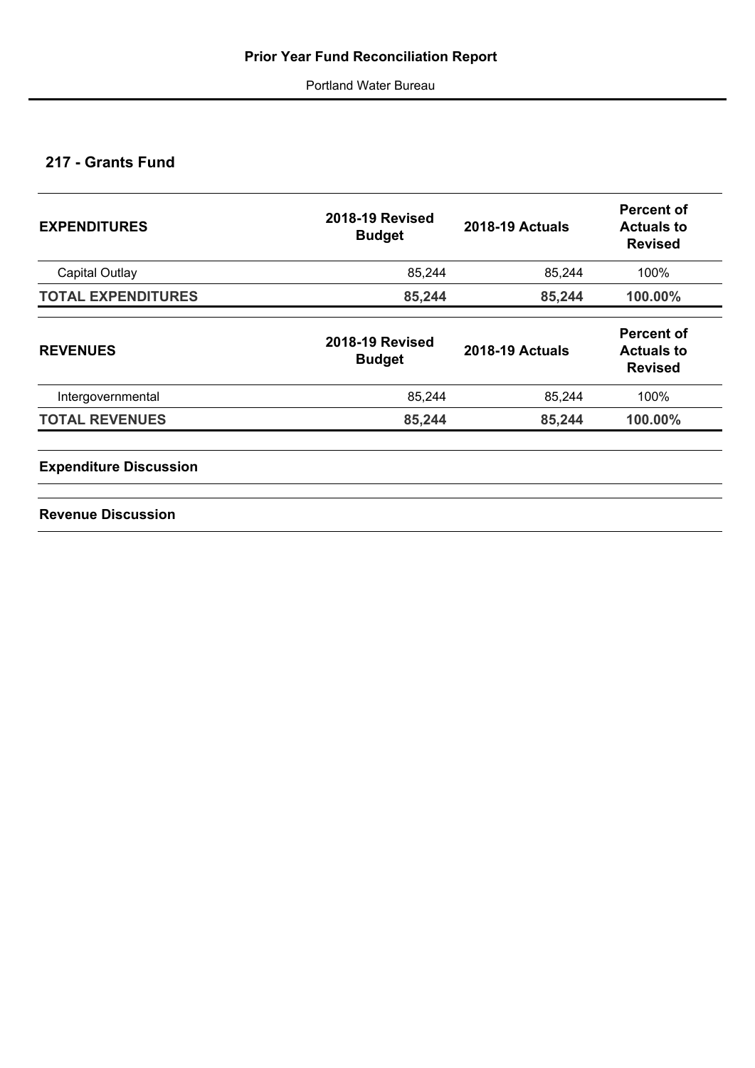# Prior Year Fund Reconciliation Report

Portland Water Bureau

## 217 - Grants Fund

| EXPENDITURES | 2018-19 Revised Budget | 2018-19 Actuals | Percent of Actuals to Revised |
|---|---|---|---|
| Capital Outlay | 85,244 | 85,244 | 100% |
| **TOTAL EXPENDITURES** | **85,244** | **85,244** | **100.00%** |

| REVENUES | 2018-19 Revised Budget | 2018-19 Actuals | Percent of Actuals to Revised |
|---|---|---|---|
| Intergovernmental | 85,244 | 85,244 | 100% |
| **TOTAL REVENUES** | **85,244** | **85,244** | **100.00%** |

### Expenditure Discussion

### Revenue Discussion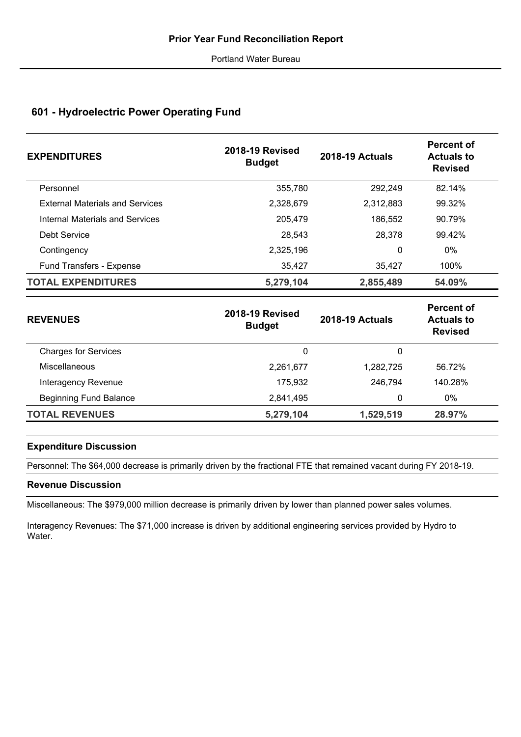## Prior Year Fund Reconciliation Report

Portland Water Bureau

### 601 - Hydroelectric Power Operating Fund

| EXPENDITURES | 2018-19 Revised Budget | 2018-19 Actuals | Percent of Actuals to Revised |
|---|---|---|---|
| Personnel | 355,780 | 292,249 | 82.14% |
| External Materials and Services | 2,328,679 | 2,312,883 | 99.32% |
| Internal Materials and Services | 205,479 | 186,552 | 90.79% |
| Debt Service | 28,543 | 28,378 | 99.42% |
| Contingency | 2,325,196 | 0 | 0% |
| Fund Transfers - Expense | 35,427 | 35,427 | 100% |
| **TOTAL EXPENDITURES** | **5,279,104** | **2,855,489** | **54.09%** |

| REVENUES | 2018-19 Revised Budget | 2018-19 Actuals | Percent of Actuals to Revised |
|---|---|---|---|
| Charges for Services | 0 | 0 | |
| Miscellaneous | 2,261,677 | 1,282,725 | 56.72% |
| Interagency Revenue | 175,932 | 246,794 | 140.28% |
| Beginning Fund Balance | 2,841,495 | 0 | 0% |
| **TOTAL REVENUES** | **5,279,104** | **1,529,519** | **28.97%** |

**Expenditure Discussion**

Personnel: The $64,000 decrease is primarily driven by the fractional FTE that remained vacant during FY 2018-19.

**Revenue Discussion**

Miscellaneous: The $979,000 million decrease is primarily driven by lower than planned power sales volumes.

Interagency Revenues: The $71,000 increase is driven by additional engineering services provided by Hydro to Water.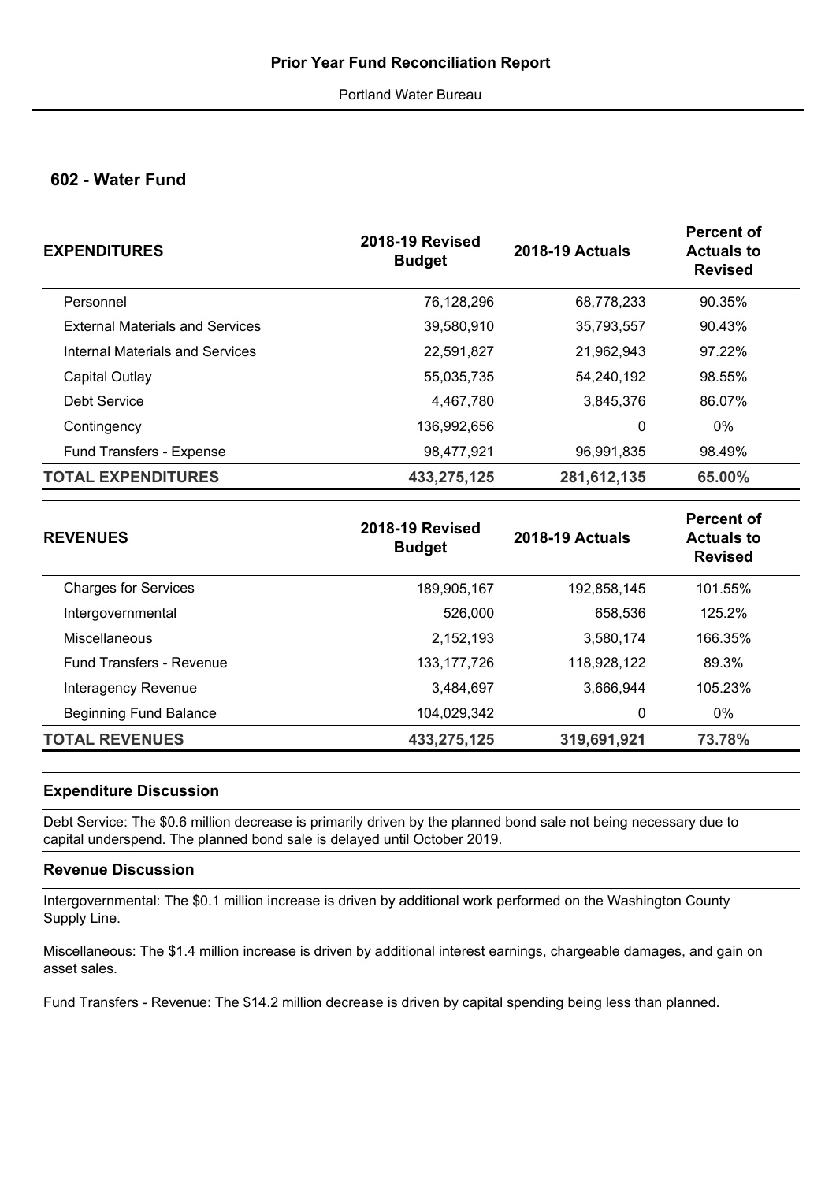## Prior Year Fund Reconciliation Report

Portland Water Bureau

### 602 - Water Fund

| EXPENDITURES | 2018-19 Revised Budget | 2018-19 Actuals | Percent of Actuals to Revised |
|---|---|---|---|
| Personnel | 76,128,296 | 68,778,233 | 90.35% |
| External Materials and Services | 39,580,910 | 35,793,557 | 90.43% |
| Internal Materials and Services | 22,591,827 | 21,962,943 | 97.22% |
| Capital Outlay | 55,035,735 | 54,240,192 | 98.55% |
| Debt Service | 4,467,780 | 3,845,376 | 86.07% |
| Contingency | 136,992,656 | 0 | 0% |
| Fund Transfers - Expense | 98,477,921 | 96,991,835 | 98.49% |
| **TOTAL EXPENDITURES** | **433,275,125** | **281,612,135** | **65.00%** |

| REVENUES | 2018-19 Revised Budget | 2018-19 Actuals | Percent of Actuals to Revised |
|---|---|---|---|
| Charges for Services | 189,905,167 | 192,858,145 | 101.55% |
| Intergovernmental | 526,000 | 658,536 | 125.2% |
| Miscellaneous | 2,152,193 | 3,580,174 | 166.35% |
| Fund Transfers - Revenue | 133,177,726 | 118,928,122 | 89.3% |
| Interagency Revenue | 3,484,697 | 3,666,944 | 105.23% |
| Beginning Fund Balance | 104,029,342 | 0 | 0% |
| **TOTAL REVENUES** | **433,275,125** | **319,691,921** | **73.78%** |

#### Expenditure Discussion

Debt Service: The $0.6 million decrease is primarily driven by the planned bond sale not being necessary due to capital underspend. The planned bond sale is delayed until October 2019.

#### Revenue Discussion

Intergovernmental: The $0.1 million increase is driven by additional work performed on the Washington County Supply Line.

Miscellaneous: The $1.4 million increase is driven by additional interest earnings, chargeable damages, and gain on asset sales.

Fund Transfers - Revenue: The $14.2 million decrease is driven by capital spending being less than planned.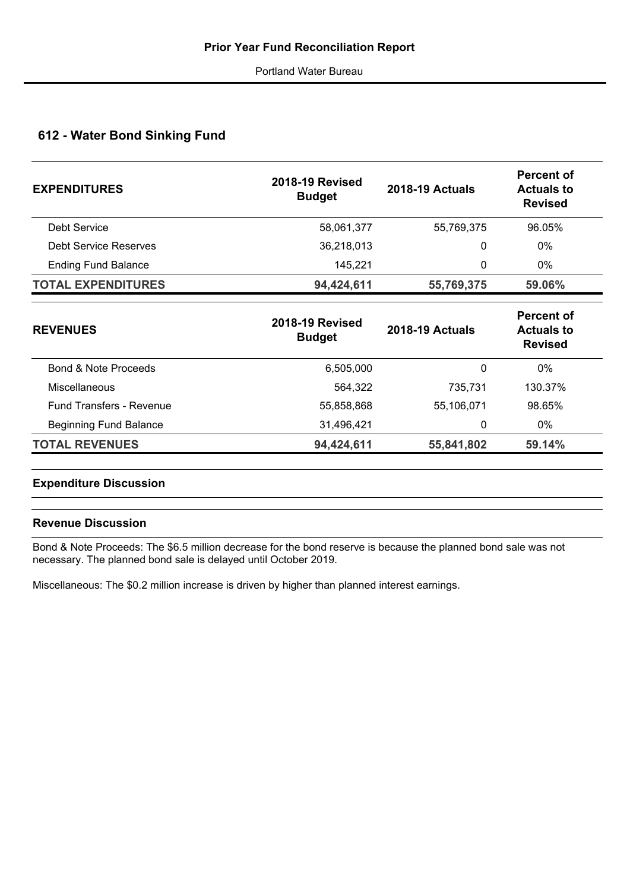## 612 - Water Bond Sinking Fund

| EXPENDITURES | 2018-19 Revised Budget | 2018-19 Actuals | Percent of Actuals to Revised |
|---|---|---|---|
| Debt Service | 58,061,377 | 55,769,375 | 96.05% |
| Debt Service Reserves | 36,218,013 | 0 | 0% |
| Ending Fund Balance | 145,221 | 0 | 0% |
| **TOTAL EXPENDITURES** | **94,424,611** | **55,769,375** | **59.06%** |

| REVENUES | 2018-19 Revised Budget | 2018-19 Actuals | Percent of Actuals to Revised |
|---|---|---|---|
| Bond & Note Proceeds | 6,505,000 | 0 | 0% |
| Miscellaneous | 564,322 | 735,731 | 130.37% |
| Fund Transfers - Revenue | 55,858,868 | 55,106,071 | 98.65% |
| Beginning Fund Balance | 31,496,421 | 0 | 0% |
| **TOTAL REVENUES** | **94,424,611** | **55,841,802** | **59.14%** |

### Expenditure Discussion

### Revenue Discussion

Bond & Note Proceeds: The $6.5 million decrease for the bond reserve is because the planned bond sale was not necessary. The planned bond sale is delayed until October 2019.

Miscellaneous: The $0.2 million increase is driven by higher than planned interest earnings.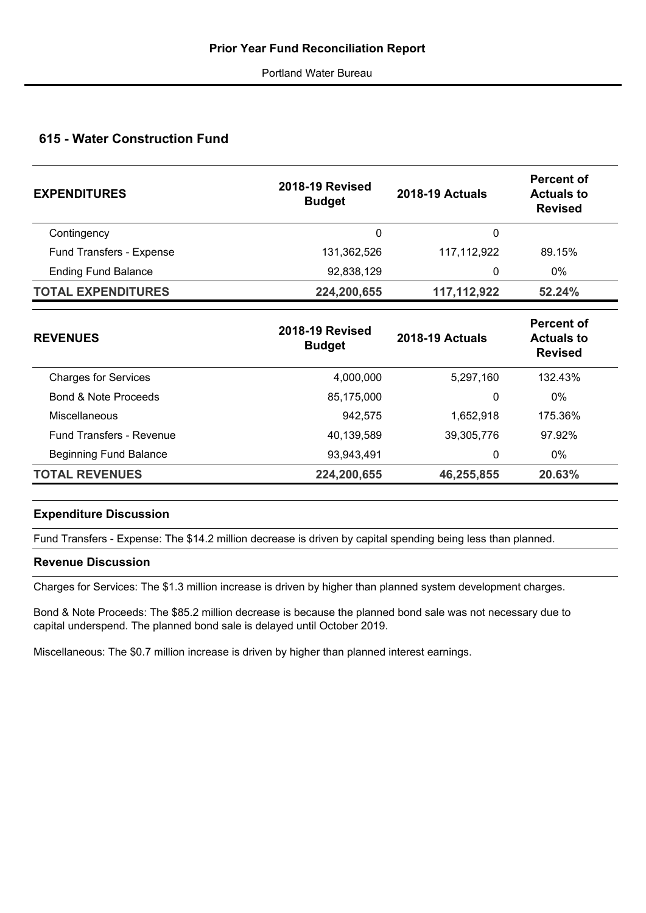## 615 - Water Construction Fund

| EXPENDITURES | 2018-19 Revised Budget | 2018-19 Actuals | Percent of Actuals to Revised |
|---|---|---|---|
| Contingency | 0 | 0 | |
| Fund Transfers - Expense | 131,362,526 | 117,112,922 | 89.15% |
| Ending Fund Balance | 92,838,129 | 0 | 0% |
| **TOTAL EXPENDITURES** | **224,200,655** | **117,112,922** | **52.24%** |

| REVENUES | 2018-19 Revised Budget | 2018-19 Actuals | Percent of Actuals to Revised |
|---|---|---|---|
| Charges for Services | 4,000,000 | 5,297,160 | 132.43% |
| Bond & Note Proceeds | 85,175,000 | 0 | 0% |
| Miscellaneous | 942,575 | 1,652,918 | 175.36% |
| Fund Transfers - Revenue | 40,139,589 | 39,305,776 | 97.92% |
| Beginning Fund Balance | 93,943,491 | 0 | 0% |
| **TOTAL REVENUES** | **224,200,655** | **46,255,855** | **20.63%** |

### Expenditure Discussion

Fund Transfers - Expense: The $14.2 million decrease is driven by capital spending being less than planned.

### Revenue Discussion

Charges for Services: The $1.3 million increase is driven by higher than planned system development charges.

Bond & Note Proceeds: The $85.2 million decrease is because the planned bond sale was not necessary due to capital underspend. The planned bond sale is delayed until October 2019.

Miscellaneous: The $0.7 million increase is driven by higher than planned interest earnings.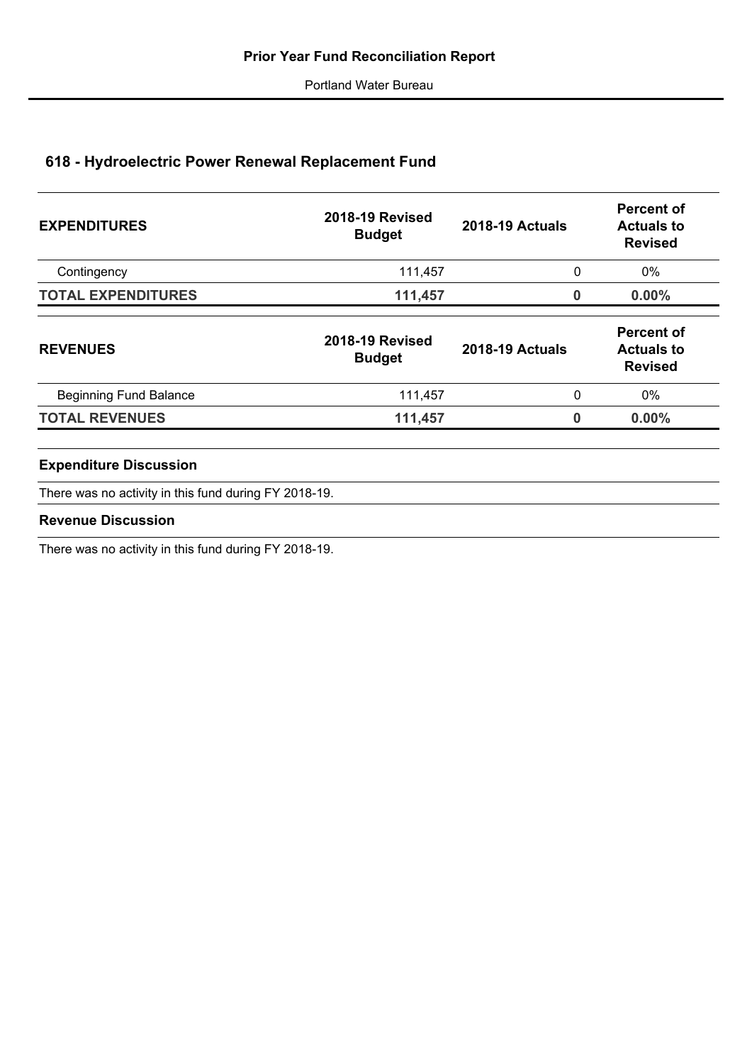## 618 - Hydroelectric Power Renewal Replacement Fund

| EXPENDITURES | 2018-19 Revised Budget | 2018-19 Actuals | Percent of Actuals to Revised |
|---|---|---|---|
| Contingency | 111,457 | 0 | 0% |
| **TOTAL EXPENDITURES** | **111,457** | **0** | **0.00%** |

| REVENUES | 2018-19 Revised Budget | 2018-19 Actuals | Percent of Actuals to Revised |
|---|---|---|---|
| Beginning Fund Balance | 111,457 | 0 | 0% |
| **TOTAL REVENUES** | **111,457** | **0** | **0.00%** |

### Expenditure Discussion

There was no activity in this fund during FY 2018-19.

### Revenue Discussion

There was no activity in this fund during FY 2018-19.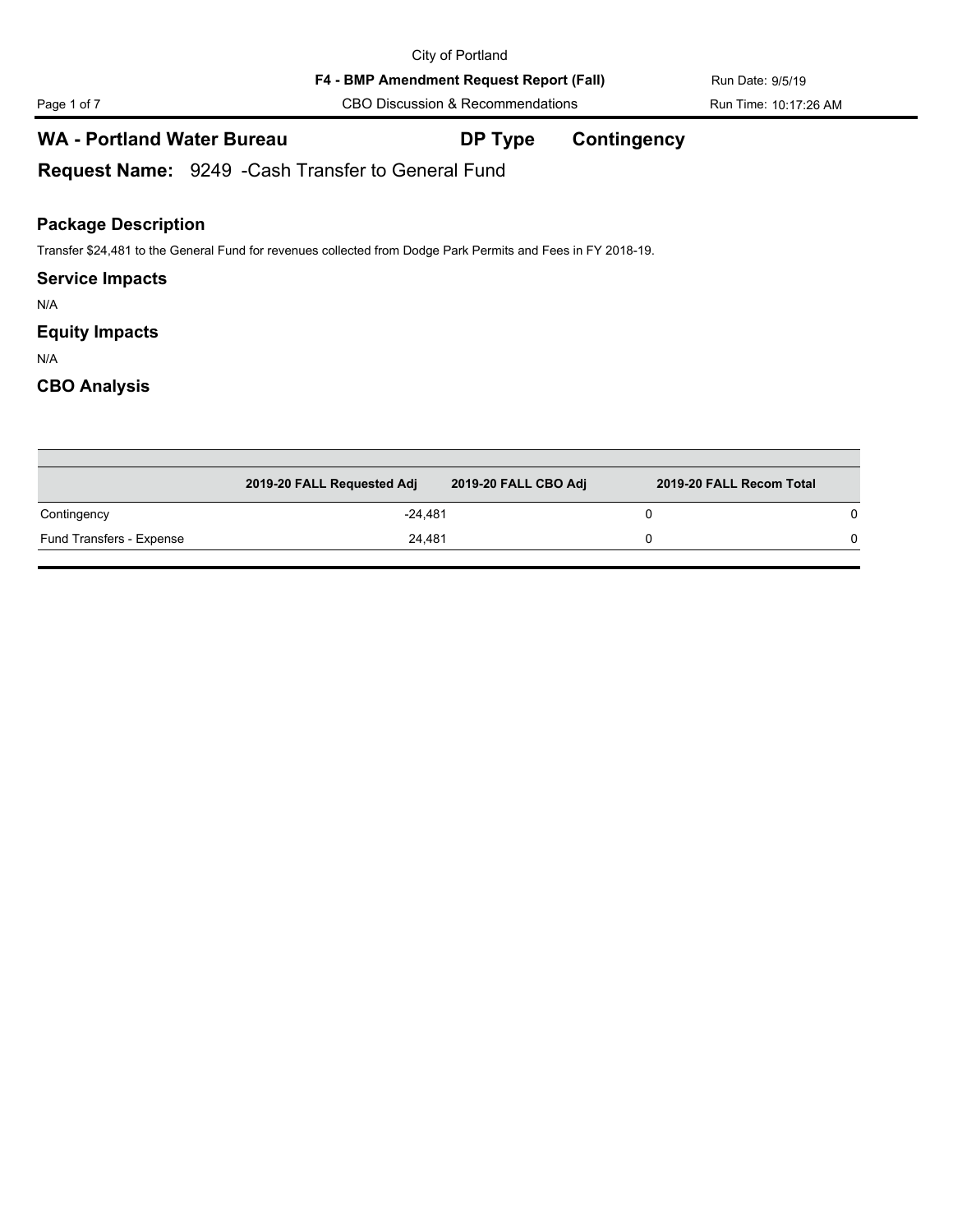City of Portland

**F4 - BMP Amendment Request Report (Fall)**

CBO Discussion & Recommendations

Run Date: 9/5/19

Run Time: 10:17:26 AM

## WA - Portland Water Bureau — DP Type: Contingency

### Request Name: 9249 -Cash Transfer to General Fund

### Package Description

Transfer $24,481 to the General Fund for revenues collected from Dodge Park Permits and Fees in FY 2018-19.

### Service Impacts

N/A

### Equity Impacts

N/A

### CBO Analysis

| | 2019-20 FALL Requested Adj | 2019-20 FALL CBO Adj | 2019-20 FALL Recom Total |
|---|---|---|---|
| Contingency | -24,481 | 0 | 0 |
| Fund Transfers - Expense | 24,481 | 0 | 0 |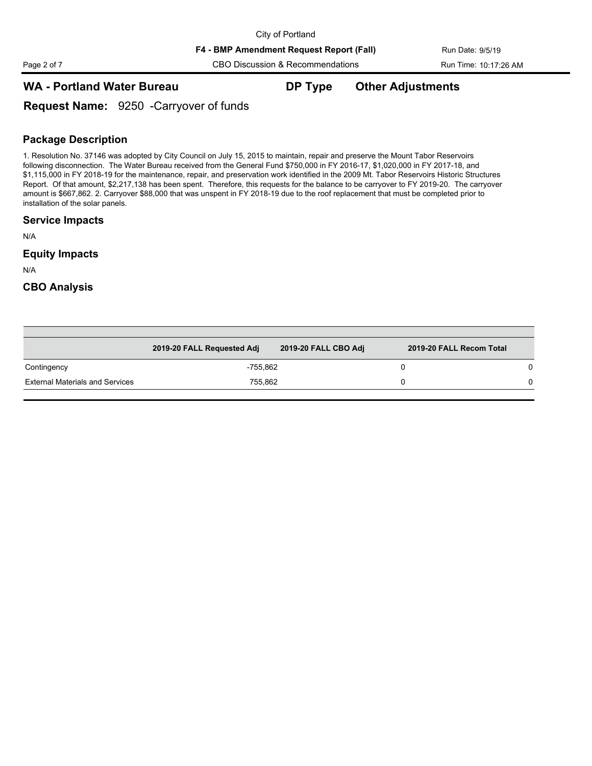## WA - Portland Water Bureau **DP Type** **Other Adjustments**

**Request Name:** 9250 -Carryover of funds

### Package Description

1. Resolution No. 37146 was adopted by City Council on July 15, 2015 to maintain, repair and preserve the Mount Tabor Reservoirs following disconnection. The Water Bureau received from the General Fund $750,000 in FY 2016-17, $1,020,000 in FY 2017-18, and $1,115,000 in FY 2018-19 for the maintenance, repair, and preservation work identified in the 2009 Mt. Tabor Reservoirs Historic Structures Report. Of that amount, $2,217,138 has been spent. Therefore, this requests for the balance to be carryover to FY 2019-20. The carryover amount is $667,862. 2. Carryover $88,000 that was unspent in FY 2018-19 due to the roof replacement that must be completed prior to installation of the solar panels.

### Service Impacts

N/A

### Equity Impacts

N/A

### CBO Analysis

| | 2019-20 FALL Requested Adj | 2019-20 FALL CBO Adj | 2019-20 FALL Recom Total |
|---|---|---|---|
| Contingency | -755,862 | 0 | 0 |
| External Materials and Services | 755,862 | 0 | 0 |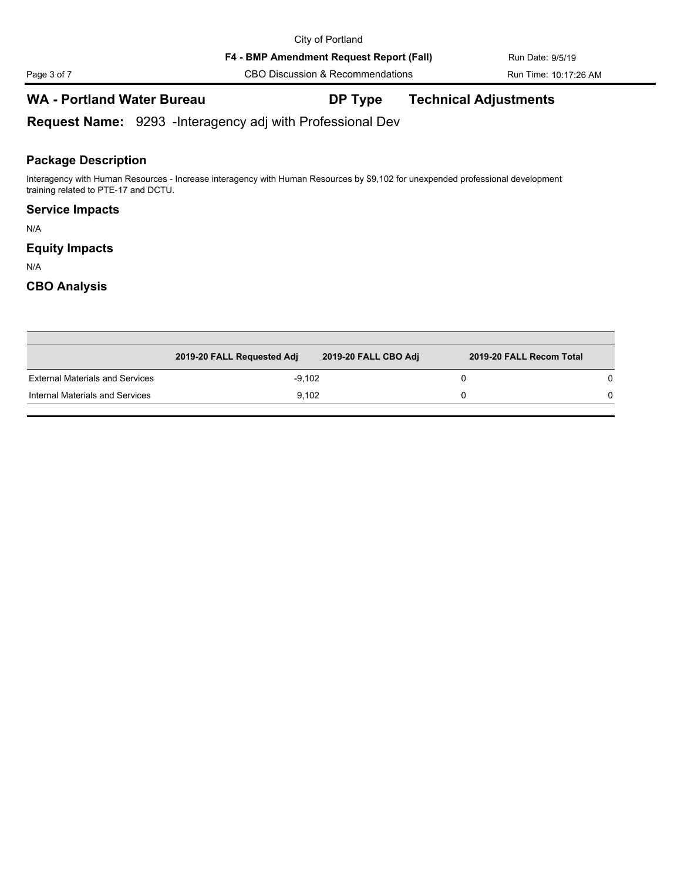## WA - Portland Water Bureau

**DP Type** Technical Adjustments

**Request Name:** 9293 -Interagency adj with Professional Dev

### Package Description

Interagency with Human Resources - Increase interagency with Human Resources by $9,102 for unexpended professional development training related to PTE-17 and DCTU.

### Service Impacts

N/A

### Equity Impacts

N/A

### CBO Analysis

| | 2019-20 FALL Requested Adj | 2019-20 FALL CBO Adj | 2019-20 FALL Recom Total |
|---|---|---|---|
| External Materials and Services | -9,102 | 0 | 0 |
| Internal Materials and Services | 9,102 | 0 | 0 |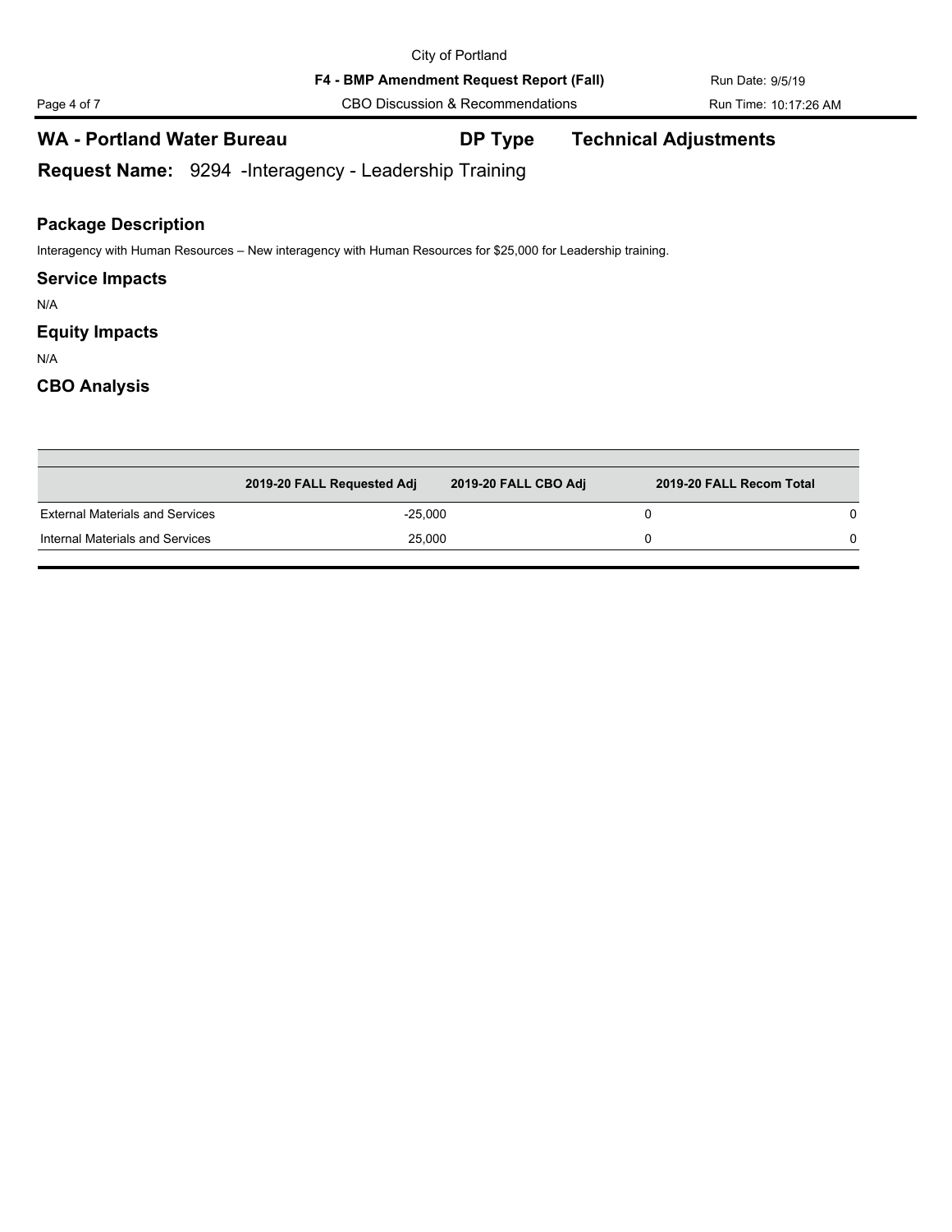## WA - Portland Water Bureau

**DP Type** **Technical Adjustments**

**Request Name:** 9294 -Interagency - Leadership Training

### Package Description

Interagency with Human Resources – New interagency with Human Resources for $25,000 for Leadership training.

### Service Impacts

N/A

### Equity Impacts

N/A

### CBO Analysis

| | 2019-20 FALL Requested Adj | 2019-20 FALL CBO Adj | 2019-20 FALL Recom Total |
|---|---|---|---|
| External Materials and Services | -25,000 | 0 | 0 |
| Internal Materials and Services | 25,000 | 0 | 0 |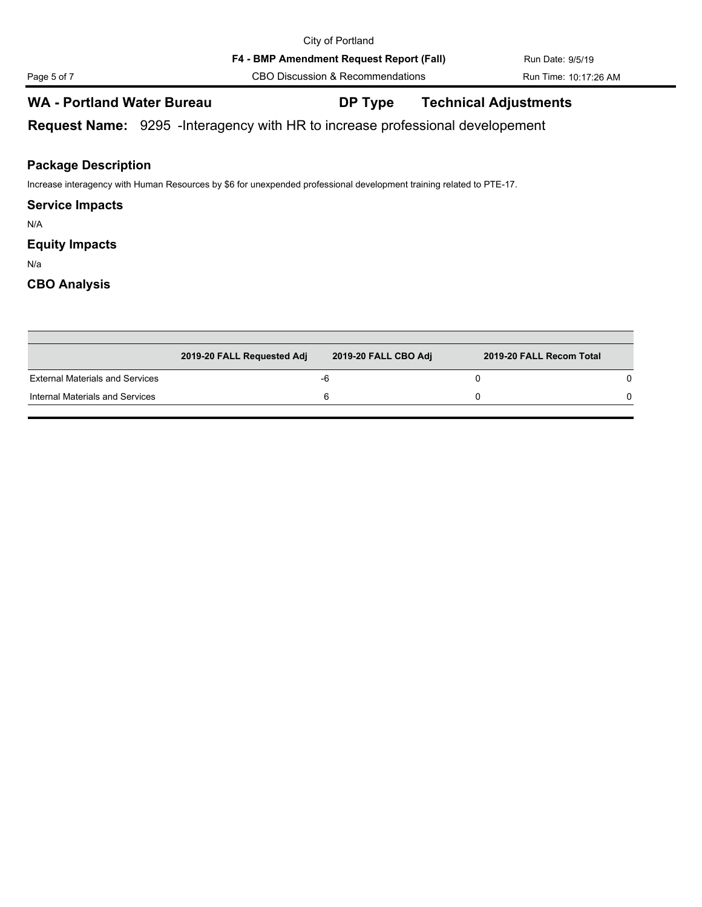## WA - Portland Water Bureau

**DP Type** Technical Adjustments

**Request Name:** 9295 -Interagency with HR to increase professional developement

### Package Description

Increase interagency with Human Resources by $6 for unexpended professional development training related to PTE-17.

### Service Impacts

N/A

### Equity Impacts

N/a

### CBO Analysis

| | 2019-20 FALL Requested Adj | 2019-20 FALL CBO Adj | 2019-20 FALL Recom Total |
|---|---|---|---|
| External Materials and Services | -6 | 0 | 0 |
| Internal Materials and Services | 6 | 0 | 0 |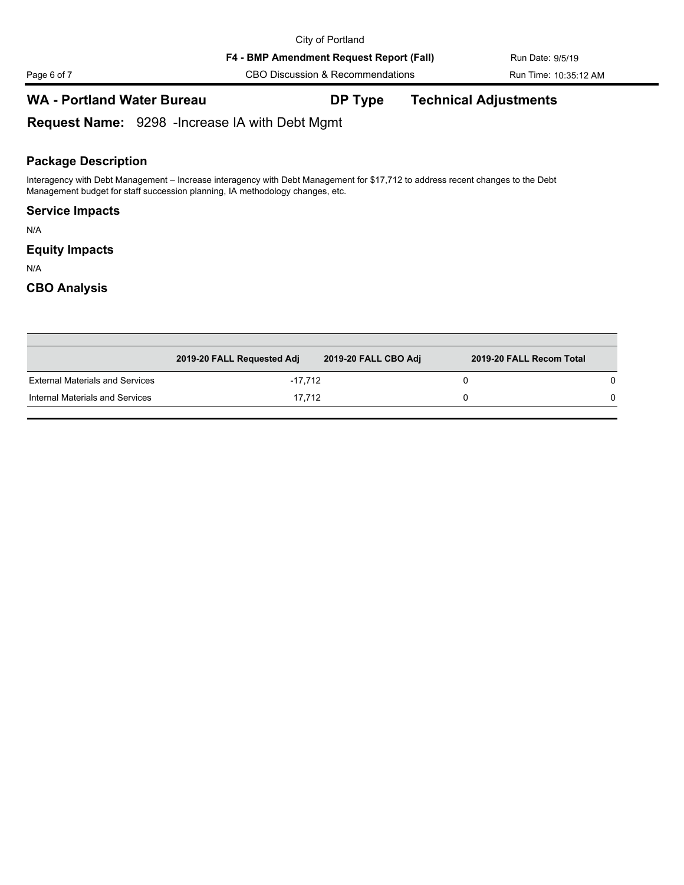## WA - Portland Water Bureau

**DP Type** **Technical Adjustments**

**Request Name:** 9298 -Increase IA with Debt Mgmt

### Package Description

Interagency with Debt Management – Increase interagency with Debt Management for $17,712 to address recent changes to the Debt Management budget for staff succession planning, IA methodology changes, etc.

### Service Impacts

N/A

### Equity Impacts

N/A

### CBO Analysis

| | 2019-20 FALL Requested Adj | 2019-20 FALL CBO Adj | 2019-20 FALL Recom Total |
|---|---|---|---|
| External Materials and Services | -17,712 | 0 | 0 |
| Internal Materials and Services | 17,712 | 0 | 0 |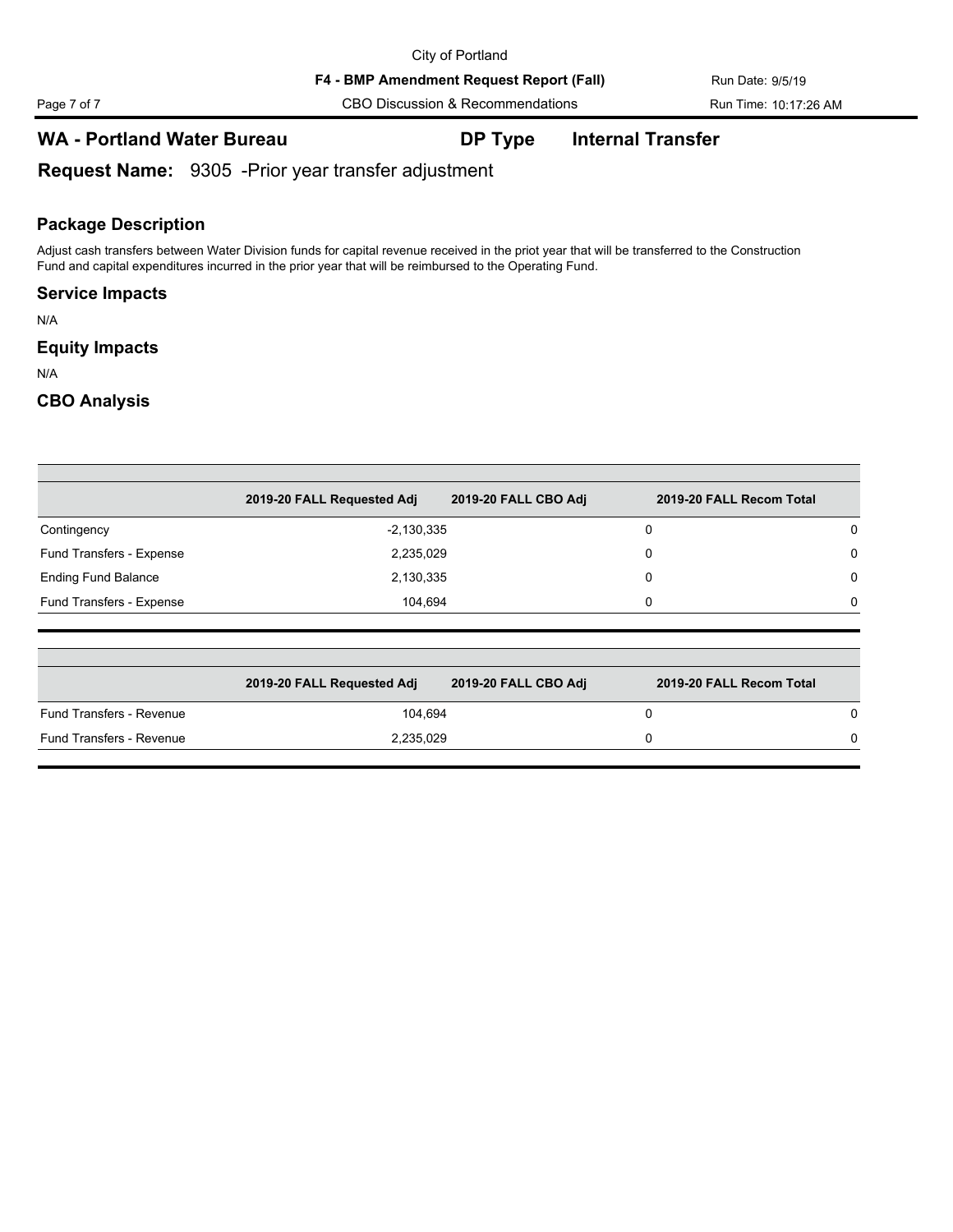City of Portland

**F4 - BMP Amendment Request Report (Fall)**

CBO Discussion & Recommendations

Run Date: 9/5/19

Run Time: 10:17:26 AM

## WA - Portland Water Bureau

**DP Type** **Internal Transfer**

**Request Name:** 9305 -Prior year transfer adjustment

### Package Description

Adjust cash transfers between Water Division funds for capital revenue received in the priot year that will be transferred to the Construction Fund and capital expenditures incurred in the prior year that will be reimbursed to the Operating Fund.

### Service Impacts

N/A

### Equity Impacts

N/A

### CBO Analysis

| | 2019-20 FALL Requested Adj | 2019-20 FALL CBO Adj | 2019-20 FALL Recom Total |
|---|---|---|---|
| Contingency | -2,130,335 | 0 | 0 |
| Fund Transfers - Expense | 2,235,029 | 0 | 0 |
| Ending Fund Balance | 2,130,335 | 0 | 0 |
| Fund Transfers - Expense | 104,694 | 0 | 0 |

| | 2019-20 FALL Requested Adj | 2019-20 FALL CBO Adj | 2019-20 FALL Recom Total |
|---|---|---|---|
| Fund Transfers - Revenue | 104,694 | 0 | 0 |
| Fund Transfers - Revenue | 2,235,029 | 0 | 0 |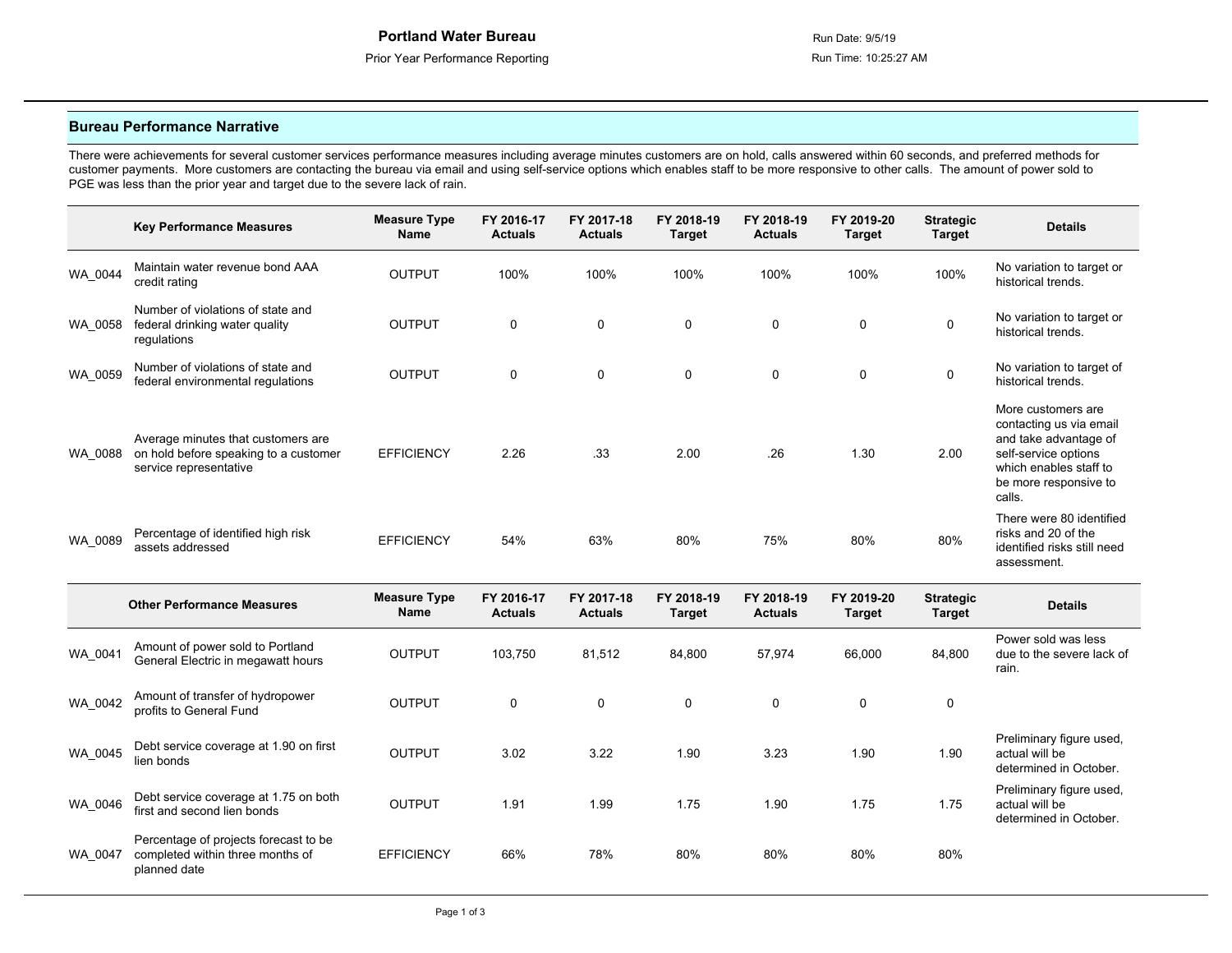**Portland Water Bureau**

Prior Year Performance Reporting

Run Date: 9/5/19

Run Time: 10:25:27 AM

## Bureau Performance Narrative

There were achievements for several customer services performance measures including average minutes customers are on hold, calls answered within 60 seconds, and preferred methods for customer payments. More customers are contacting the bureau via email and using self-service options which enables staff to be more responsive to other calls. The amount of power sold to PGE was less than the prior year and target due to the severe lack of rain.

| | Key Performance Measures | Measure Type Name | FY 2016-17 Actuals | FY 2017-18 Actuals | FY 2018-19 Target | FY 2018-19 Actuals | FY 2019-20 Target | Strategic Target | Details |
|---|---|---|---|---|---|---|---|---|---|
| WA_0044 | Maintain water revenue bond AAA credit rating | OUTPUT | 100% | 100% | 100% | 100% | 100% | 100% | No variation to target or historical trends. |
| WA_0058 | Number of violations of state and federal drinking water quality regulations | OUTPUT | 0 | 0 | 0 | 0 | 0 | 0 | No variation to target or historical trends. |
| WA_0059 | Number of violations of state and federal environmental regulations | OUTPUT | 0 | 0 | 0 | 0 | 0 | 0 | No variation to target of historical trends. |
| WA_0088 | Average minutes that customers are on hold before speaking to a customer service representative | EFFICIENCY | 2.26 | .33 | 2.00 | .26 | 1.30 | 2.00 | More customers are contacting us via email and take advantage of self-service options which enables staff to be more responsive to calls. |
| WA_0089 | Percentage of identified high risk assets addressed | EFFICIENCY | 54% | 63% | 80% | 75% | 80% | 80% | There were 80 identified risks and 20 of the identified risks still need assessment. |

| | Other Performance Measures | Measure Type Name | FY 2016-17 Actuals | FY 2017-18 Actuals | FY 2018-19 Target | FY 2018-19 Actuals | FY 2019-20 Target | Strategic Target | Details |
|---|---|---|---|---|---|---|---|---|---|
| WA_0041 | Amount of power sold to Portland General Electric in megawatt hours | OUTPUT | 103,750 | 81,512 | 84,800 | 57,974 | 66,000 | 84,800 | Power sold was less due to the severe lack of rain. |
| WA_0042 | Amount of transfer of hydropower profits to General Fund | OUTPUT | 0 | 0 | 0 | 0 | 0 | 0 | |
| WA_0045 | Debt service coverage at 1.90 on first lien bonds | OUTPUT | 3.02 | 3.22 | 1.90 | 3.23 | 1.90 | 1.90 | Preliminary figure used, actual will be determined in October. |
| WA_0046 | Debt service coverage at 1.75 on both first and second lien bonds | OUTPUT | 1.91 | 1.99 | 1.75 | 1.90 | 1.75 | 1.75 | Preliminary figure used, actual will be determined in October. |
| WA_0047 | Percentage of projects forecast to be completed within three months of planned date | EFFICIENCY | 66% | 78% | 80% | 80% | 80% | 80% | |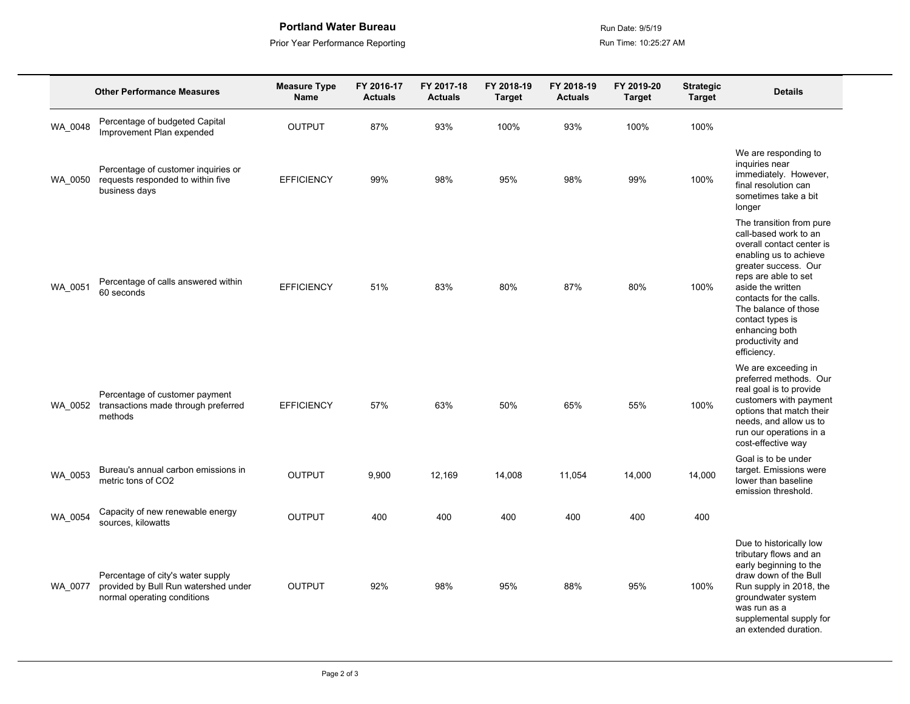**Portland Water Bureau**

Prior Year Performance Reporting

Run Date: 9/5/19

Run Time: 10:25:27 AM

| | Other Performance Measures | Measure Type Name | FY 2016-17 Actuals | FY 2017-18 Actuals | FY 2018-19 Target | FY 2018-19 Actuals | FY 2019-20 Target | Strategic Target | Details |
|---|---|---|---|---|---|---|---|---|---|
| WA_0048 | Percentage of budgeted Capital Improvement Plan expended | OUTPUT | 87% | 93% | 100% | 93% | 100% | 100% | |
| WA_0050 | Percentage of customer inquiries or requests responded to within five business days | EFFICIENCY | 99% | 98% | 95% | 98% | 99% | 100% | We are responding to inquiries near immediately. However, final resolution can sometimes take a bit longer |
| WA_0051 | Percentage of calls answered within 60 seconds | EFFICIENCY | 51% | 83% | 80% | 87% | 80% | 100% | The transition from pure call-based work to an overall contact center is enabling us to achieve greater success. Our reps are able to set aside the written contacts for the calls. The balance of those contact types is enhancing both productivity and efficiency. |
| WA_0052 | Percentage of customer payment transactions made through preferred methods | EFFICIENCY | 57% | 63% | 50% | 65% | 55% | 100% | We are exceeding in preferred methods. Our real goal is to provide customers with payment options that match their needs, and allow us to run our operations in a cost-effective way |
| WA_0053 | Bureau's annual carbon emissions in metric tons of CO2 | OUTPUT | 9,900 | 12,169 | 14,008 | 11,054 | 14,000 | 14,000 | Goal is to be under target. Emissions were lower than baseline emission threshold. |
| WA_0054 | Capacity of new renewable energy sources, kilowatts | OUTPUT | 400 | 400 | 400 | 400 | 400 | 400 | |
| WA_0077 | Percentage of city's water supply provided by Bull Run watershed under normal operating conditions | OUTPUT | 92% | 98% | 95% | 88% | 95% | 100% | Due to historically low tributary flows and an early beginning to the draw down of the Bull Run supply in 2018, the groundwater system was run as a supplemental supply for an extended duration. |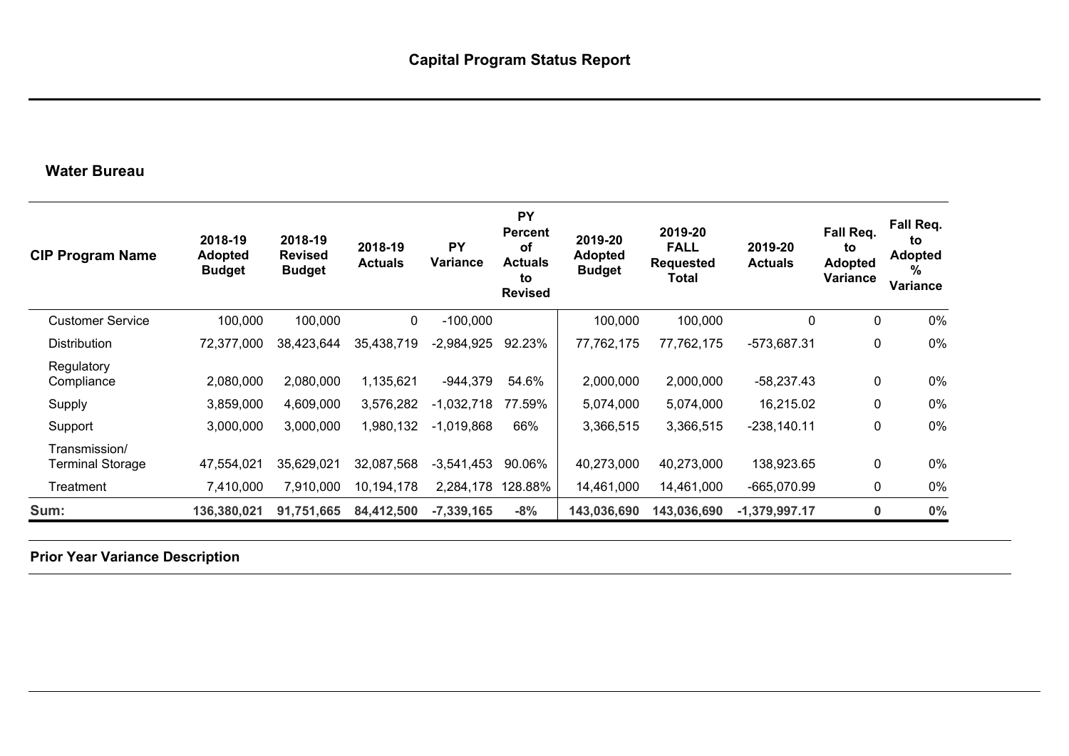# Capital Program Status Report

## Water Bureau

| CIP Program Name | 2018-19 Adopted Budget | 2018-19 Revised Budget | 2018-19 Actuals | PY Variance | PY Percent of Actuals to Revised | 2019-20 Adopted Budget | 2019-20 FALL Requested Total | 2019-20 Actuals | Fall Req. to Adopted Variance | Fall Req. to Adopted % Variance |
|---|---|---|---|---|---|---|---|---|---|---|
| Customer Service | 100,000 | 100,000 | 0 | -100,000 | | 100,000 | 100,000 | 0 | 0 | 0% |
| Distribution | 72,377,000 | 38,423,644 | 35,438,719 | -2,984,925 | 92.23% | 77,762,175 | 77,762,175 | -573,687.31 | 0 | 0% |
| Regulatory Compliance | 2,080,000 | 2,080,000 | 1,135,621 | -944,379 | 54.6% | 2,000,000 | 2,000,000 | -58,237.43 | 0 | 0% |
| Supply | 3,859,000 | 4,609,000 | 3,576,282 | -1,032,718 | 77.59% | 5,074,000 | 5,074,000 | 16,215.02 | 0 | 0% |
| Support | 3,000,000 | 3,000,000 | 1,980,132 | -1,019,868 | 66% | 3,366,515 | 3,366,515 | -238,140.11 | 0 | 0% |
| Transmission/ Terminal Storage | 47,554,021 | 35,629,021 | 32,087,568 | -3,541,453 | 90.06% | 40,273,000 | 40,273,000 | 138,923.65 | 0 | 0% |
| Treatment | 7,410,000 | 7,910,000 | 10,194,178 | 2,284,178 | 128.88% | 14,461,000 | 14,461,000 | -665,070.99 | 0 | 0% |
| **Sum:** | **136,380,021** | **91,751,665** | **84,412,500** | **-7,339,165** | **-8%** | **143,036,690** | **143,036,690** | **-1,379,997.17** | **0** | **0%** |

**Prior Year Variance Description**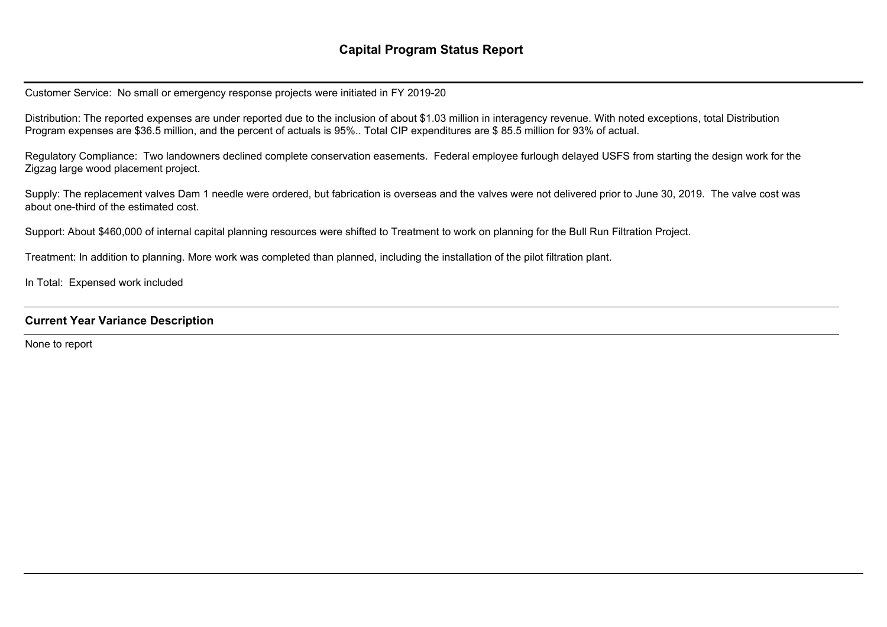# Capital Program Status Report

Customer Service: No small or emergency response projects were initiated in FY 2019-20

Distribution: The reported expenses are under reported due to the inclusion of about $1.03 million in interagency revenue. With noted exceptions, total Distribution Program expenses are $36.5 million, and the percent of actuals is 95%.. Total CIP expenditures are $ 85.5 million for 93% of actual.

Regulatory Compliance: Two landowners declined complete conservation easements. Federal employee furlough delayed USFS from starting the design work for the Zigzag large wood placement project.

Supply: The replacement valves Dam 1 needle were ordered, but fabrication is overseas and the valves were not delivered prior to June 30, 2019. The valve cost was about one-third of the estimated cost.

Support: About $460,000 of internal capital planning resources were shifted to Treatment to work on planning for the Bull Run Filtration Project.

Treatment: In addition to planning. More work was completed than planned, including the installation of the pilot filtration plant.

In Total: Expensed work included

## Current Year Variance Description

None to report